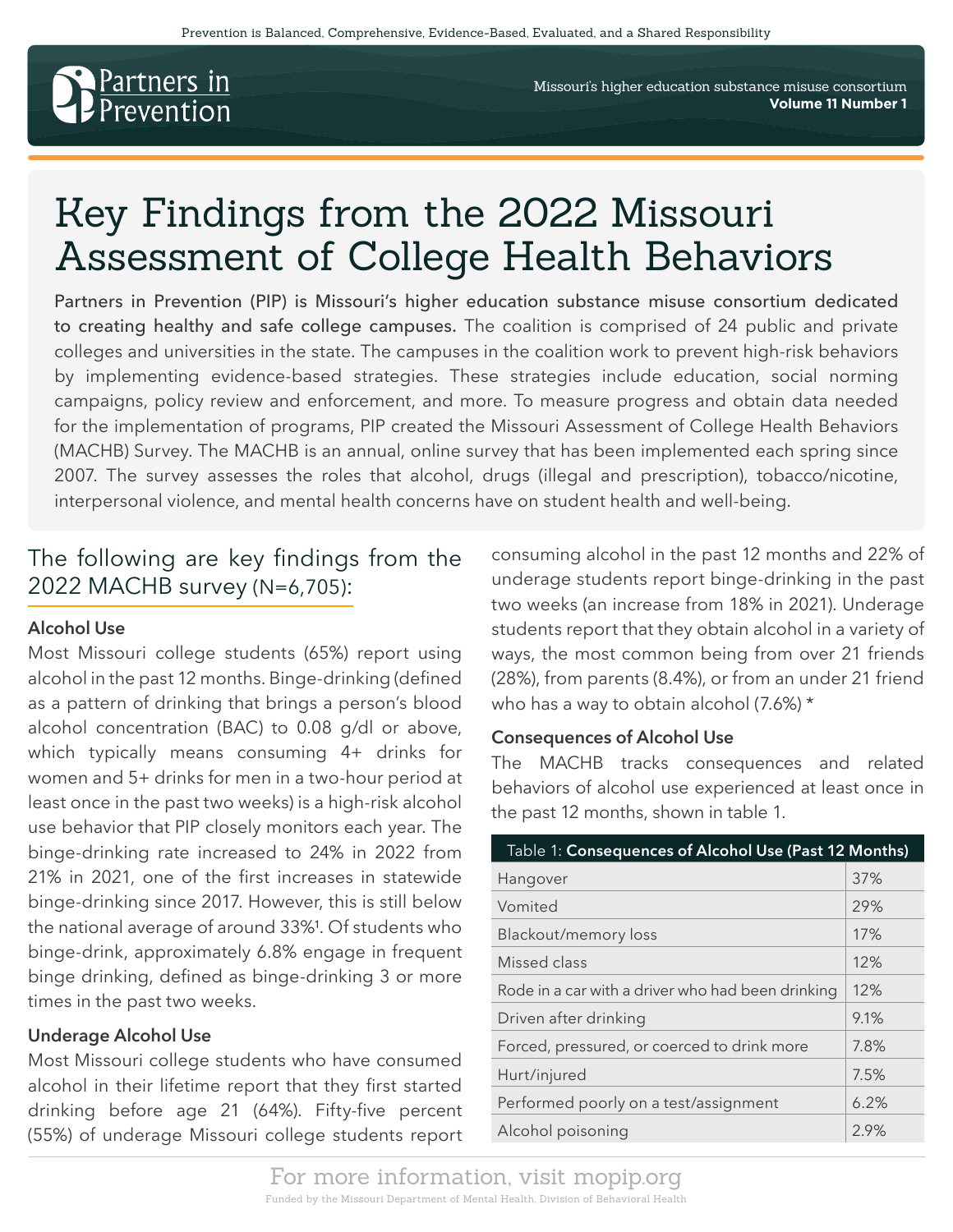Prevention is Balanced, Comprehensive, Evidence-Based, Evaluated, and a Shared Responsibility

Partners in Prevention

Missouri's higher education substance misuse consortium
**Volume 11 Number 1**

# Key Findings from the 2022 Missouri Assessment of College Health Behaviors

**Partners in Prevention (PIP) is Missouri's higher education substance misuse consortium dedicated to creating healthy and safe college campuses.** The coalition is comprised of 24 public and private colleges and universities in the state. The campuses in the coalition work to prevent high-risk behaviors by implementing evidence-based strategies. These strategies include education, social norming campaigns, policy review and enforcement, and more. To measure progress and obtain data needed for the implementation of programs, PIP created the Missouri Assessment of College Health Behaviors (MACHB) Survey. The MACHB is an annual, online survey that has been implemented each spring since 2007. The survey assesses the roles that alcohol, drugs (illegal and prescription), tobacco/nicotine, interpersonal violence, and mental health concerns have on student health and well-being.

## The following are key findings from the 2022 MACHB survey (N=6,705):

### Alcohol Use

Most Missouri college students (65%) report using alcohol in the past 12 months. Binge-drinking (defined as a pattern of drinking that brings a person's blood alcohol concentration (BAC) to 0.08 g/dl or above, which typically means consuming 4+ drinks for women and 5+ drinks for men in a two-hour period at least once in the past two weeks) is a high-risk alcohol use behavior that PIP closely monitors each year. The binge-drinking rate increased to 24% in 2022 from 21% in 2021, one of the first increases in statewide binge-drinking since 2017. However, this is still below the national average of around 33%[1]. Of students who binge-drink, approximately 6.8% engage in frequent binge drinking, defined as binge-drinking 3 or more times in the past two weeks.

### Underage Alcohol Use

Most Missouri college students who have consumed alcohol in their lifetime report that they first started drinking before age 21 (64%). Fifty-five percent (55%) of underage Missouri college students report consuming alcohol in the past 12 months and 22% of underage students report binge-drinking in the past two weeks (an increase from 18% in 2021). Underage students report that they obtain alcohol in a variety of ways, the most common being from over 21 friends (28%), from parents (8.4%), or from an under 21 friend who has a way to obtain alcohol (7.6%) *

### Consequences of Alcohol Use

The MACHB tracks consequences and related behaviors of alcohol use experienced at least once in the past 12 months, shown in table 1.

| Table 1: **Consequences of Alcohol Use (Past 12 Months)** | |
|---|---|
| Hangover | 37% |
| Vomited | 29% |
| Blackout/memory loss | 17% |
| Missed class | 12% |
| Rode in a car with a driver who had been drinking | 12% |
| Driven after drinking | 9.1% |
| Forced, pressured, or coerced to drink more | 7.8% |
| Hurt/injured | 7.5% |
| Performed poorly on a test/assignment | 6.2% |
| Alcohol poisoning | 2.9% |

For more information, visit mopip.org

Funded by the Missouri Department of Mental Health, Division of Behavioral Health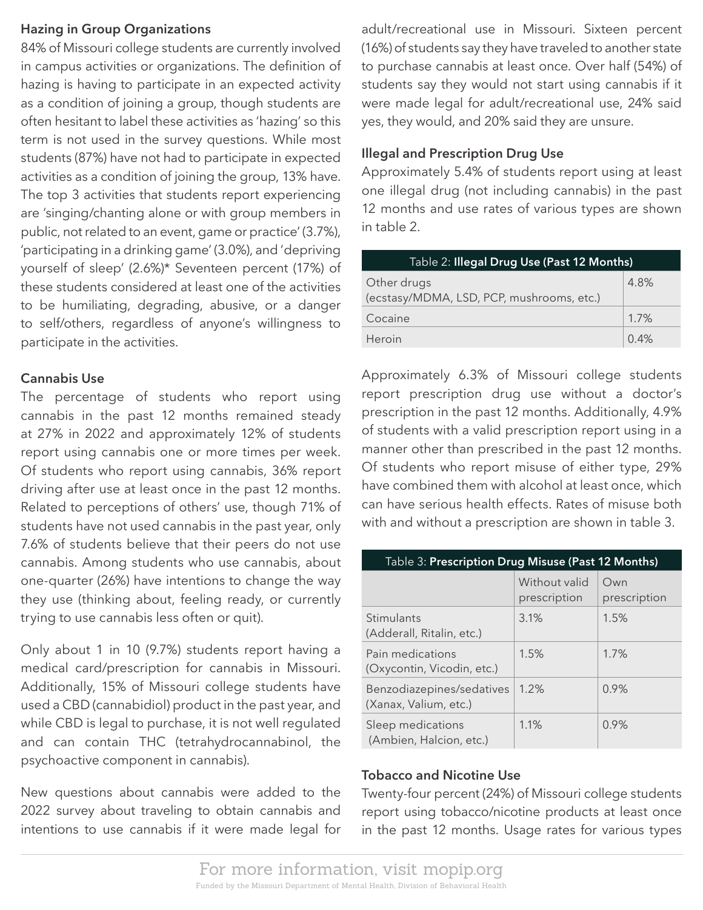## Hazing in Group Organizations

84% of Missouri college students are currently involved in campus activities or organizations. The definition of hazing is having to participate in an expected activity as a condition of joining a group, though students are often hesitant to label these activities as 'hazing' so this term is not used in the survey questions. While most students (87%) have not had to participate in expected activities as a condition of joining the group, 13% have. The top 3 activities that students report experiencing are 'singing/chanting alone or with group members in public, not related to an event, game or practice' (3.7%), 'participating in a drinking game' (3.0%), and 'depriving yourself of sleep' (2.6%)* Seventeen percent (17%) of these students considered at least one of the activities to be humiliating, degrading, abusive, or a danger to self/others, regardless of anyone's willingness to participate in the activities.

## Cannabis Use

The percentage of students who report using cannabis in the past 12 months remained steady at 27% in 2022 and approximately 12% of students report using cannabis one or more times per week. Of students who report using cannabis, 36% report driving after use at least once in the past 12 months. Related to perceptions of others' use, though 71% of students have not used cannabis in the past year, only 7.6% of students believe that their peers do not use cannabis. Among students who use cannabis, about one-quarter (26%) have intentions to change the way they use (thinking about, feeling ready, or currently trying to use cannabis less often or quit).

Only about 1 in 10 (9.7%) students report having a medical card/prescription for cannabis in Missouri. Additionally, 15% of Missouri college students have used a CBD (cannabidiol) product in the past year, and while CBD is legal to purchase, it is not well regulated and can contain THC (tetrahydrocannabinol, the psychoactive component in cannabis).

New questions about cannabis were added to the 2022 survey about traveling to obtain cannabis and intentions to use cannabis if it were made legal for adult/recreational use in Missouri. Sixteen percent (16%) of students say they have traveled to another state to purchase cannabis at least once. Over half (54%) of students say they would not start using cannabis if it were made legal for adult/recreational use, 24% said yes, they would, and 20% said they are unsure.

## Illegal and Prescription Drug Use

Approximately 5.4% of students report using at least one illegal drug (not including cannabis) in the past 12 months and use rates of various types are shown in table 2.

| Table 2: **Illegal Drug Use (Past 12 Months)** | |
|---|---|
| Other drugs (ecstasy/MDMA, LSD, PCP, mushrooms, etc.) | 4.8% |
| Cocaine | 1.7% |
| Heroin | 0.4% |

Approximately 6.3% of Missouri college students report prescription drug use without a doctor's prescription in the past 12 months. Additionally, 4.9% of students with a valid prescription report using in a manner other than prescribed in the past 12 months. Of students who report misuse of either type, 29% have combined them with alcohol at least once, which can have serious health effects. Rates of misuse both with and without a prescription are shown in table 3.

| Table 3: **Prescription Drug Misuse (Past 12 Months)** | Without valid prescription | Own prescription |
|---|---|---|
| Stimulants (Adderall, Ritalin, etc.) | 3.1% | 1.5% |
| Pain medications (Oxycontin, Vicodin, etc.) | 1.5% | 1.7% |
| Benzodiazepines/sedatives (Xanax, Valium, etc.) | 1.2% | 0.9% |
| Sleep medications (Ambien, Halcion, etc.) | 1.1% | 0.9% |

## Tobacco and Nicotine Use

Twenty-four percent (24%) of Missouri college students report using tobacco/nicotine products at least once in the past 12 months. Usage rates for various types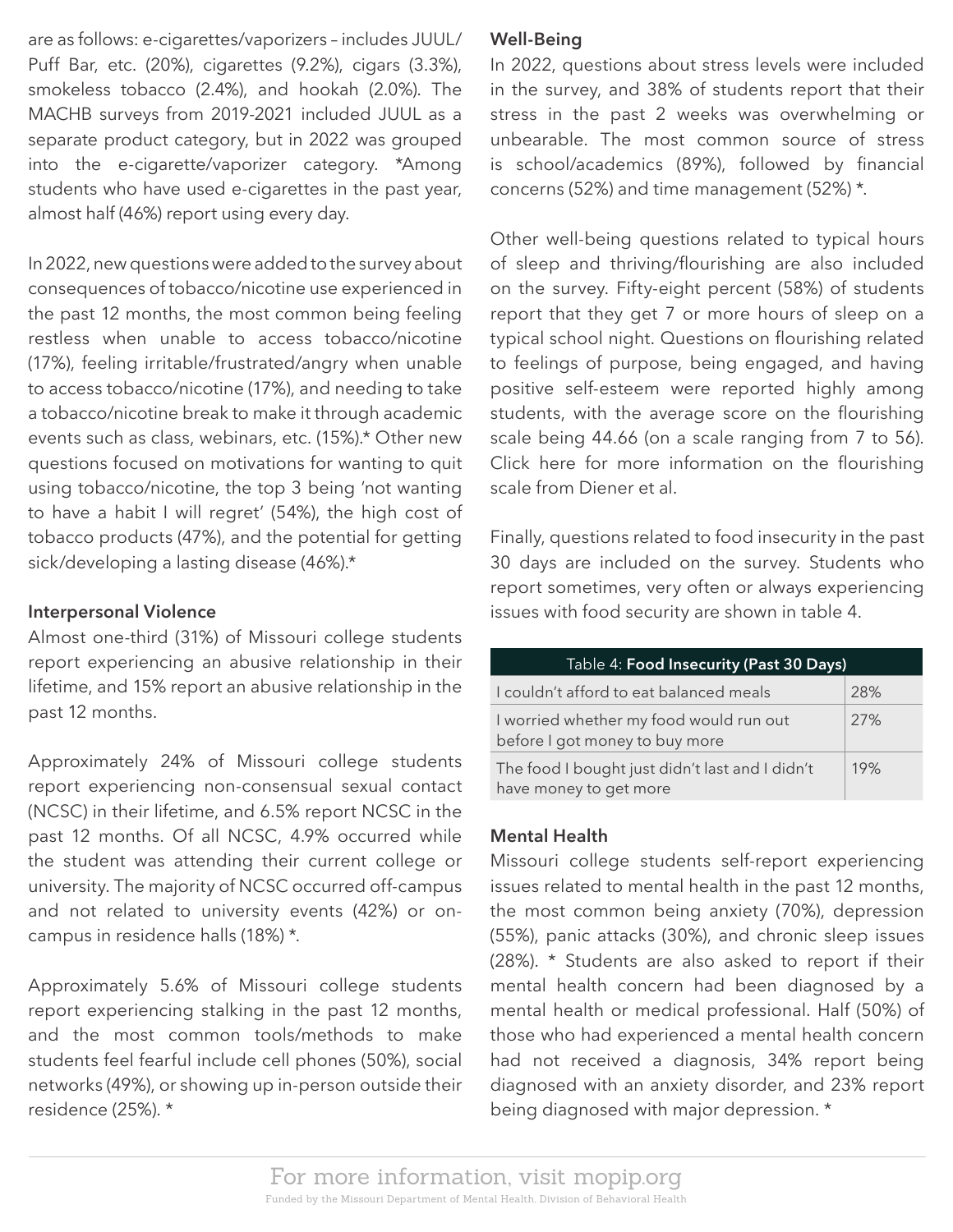are as follows: e-cigarettes/vaporizers – includes JUUL/ Puff Bar, etc. (20%), cigarettes (9.2%), cigars (3.3%), smokeless tobacco (2.4%), and hookah (2.0%). The MACHB surveys from 2019-2021 included JUUL as a separate product category, but in 2022 was grouped into the e-cigarette/vaporizer category. *Among students who have used e-cigarettes in the past year, almost half (46%) report using every day.

In 2022, new questions were added to the survey about consequences of tobacco/nicotine use experienced in the past 12 months, the most common being feeling restless when unable to access tobacco/nicotine (17%), feeling irritable/frustrated/angry when unable to access tobacco/nicotine (17%), and needing to take a tobacco/nicotine break to make it through academic events such as class, webinars, etc. (15%).* Other new questions focused on motivations for wanting to quit using tobacco/nicotine, the top 3 being 'not wanting to have a habit I will regret' (54%), the high cost of tobacco products (47%), and the potential for getting sick/developing a lasting disease (46%).*

### Interpersonal Violence

Almost one-third (31%) of Missouri college students report experiencing an abusive relationship in their lifetime, and 15% report an abusive relationship in the past 12 months.

Approximately 24% of Missouri college students report experiencing non-consensual sexual contact (NCSC) in their lifetime, and 6.5% report NCSC in the past 12 months. Of all NCSC, 4.9% occurred while the student was attending their current college or university. The majority of NCSC occurred off-campus and not related to university events (42%) or on-campus in residence halls (18%) *.

Approximately 5.6% of Missouri college students report experiencing stalking in the past 12 months, and the most common tools/methods to make students feel fearful include cell phones (50%), social networks (49%), or showing up in-person outside their residence (25%). *

### Well-Being

In 2022, questions about stress levels were included in the survey, and 38% of students report that their stress in the past 2 weeks was overwhelming or unbearable. The most common source of stress is school/academics (89%), followed by financial concerns (52%) and time management (52%) *.

Other well-being questions related to typical hours of sleep and thriving/flourishing are also included on the survey. Fifty-eight percent (58%) of students report that they get 7 or more hours of sleep on a typical school night. Questions on flourishing related to feelings of purpose, being engaged, and having positive self-esteem were reported highly among students, with the average score on the flourishing scale being 44.66 (on a scale ranging from 7 to 56). Click here for more information on the flourishing scale from Diener et al.

Finally, questions related to food insecurity in the past 30 days are included on the survey. Students who report sometimes, very often or always experiencing issues with food security are shown in table 4.

| Table 4: **Food Insecurity (Past 30 Days)** | |
|---|---|
| I couldn't afford to eat balanced meals | 28% |
| I worried whether my food would run out before I got money to buy more | 27% |
| The food I bought just didn't last and I didn't have money to get more | 19% |

### Mental Health

Missouri college students self-report experiencing issues related to mental health in the past 12 months, the most common being anxiety (70%), depression (55%), panic attacks (30%), and chronic sleep issues (28%). * Students are also asked to report if their mental health concern had been diagnosed by a mental health or medical professional. Half (50%) of those who had experienced a mental health concern had not received a diagnosis, 34% report being diagnosed with an anxiety disorder, and 23% report being diagnosed with major depression. *

For more information, visit mopip.org

Funded by the Missouri Department of Mental Health, Division of Behavioral Health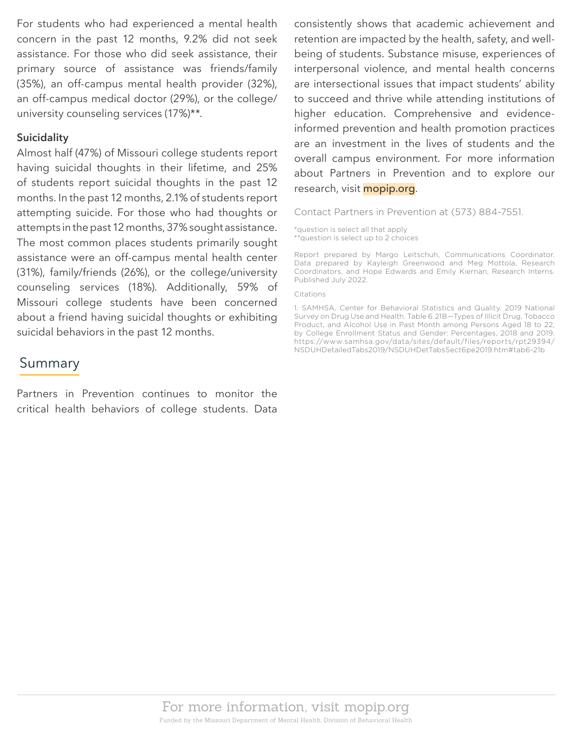For students who had experienced a mental health concern in the past 12 months, 9.2% did not seek assistance. For those who did seek assistance, their primary source of assistance was friends/family (35%), an off-campus mental health provider (32%), an off-campus medical doctor (29%), or the college/university counseling services (17%)**.

### Suicidality

Almost half (47%) of Missouri college students report having suicidal thoughts in their lifetime, and 25% of students report suicidal thoughts in the past 12 months. In the past 12 months, 2.1% of students report attempting suicide. For those who had thoughts or attempts in the past 12 months, 37% sought assistance. The most common places students primarily sought assistance were an off-campus mental health center (31%), family/friends (26%), or the college/university counseling services (18%). Additionally, 59% of Missouri college students have been concerned about a friend having suicidal thoughts or exhibiting suicidal behaviors in the past 12 months.

## Summary

Partners in Prevention continues to monitor the critical health behaviors of college students. Data consistently shows that academic achievement and retention are impacted by the health, safety, and well-being of students. Substance misuse, experiences of interpersonal violence, and mental health concerns are intersectional issues that impact students' ability to succeed and thrive while attending institutions of higher education. Comprehensive and evidence-informed prevention and health promotion practices are an investment in the lives of students and the overall campus environment. For more information about Partners in Prevention and to explore our research, visit mopip.org.

Contact Partners in Prevention at (573) 884-7551.

*question is select all that apply
**question is select up to 2 choices

Report prepared by Margo Leitschuh, Communications Coordinator. Data prepared by Kayleigh Greenwood and Meg Mottola, Research Coordinators, and Hope Edwards and Emily Kiernan, Research Interns. Published July 2022.

Citations

1. SAMHSA, Center for Behavioral Statistics and Quality. 2019 National Survey on Drug Use and Health. Table 6.21B—Types of Illicit Drug, Tobacco Product, and Alcohol Use in Past Month among Persons Aged 18 to 22, by College Enrollment Status and Gender: Percentages, 2018 and 2019. https://www.samhsa.gov/data/sites/default/files/reports/rpt29394/NSDUHDetailedTabs2019/NSDUHDetTabsSect6pe2019.htm#tab6-21b

For more information, visit mopip.org

Funded by the Missouri Department of Mental Health, Division of Behavioral Health